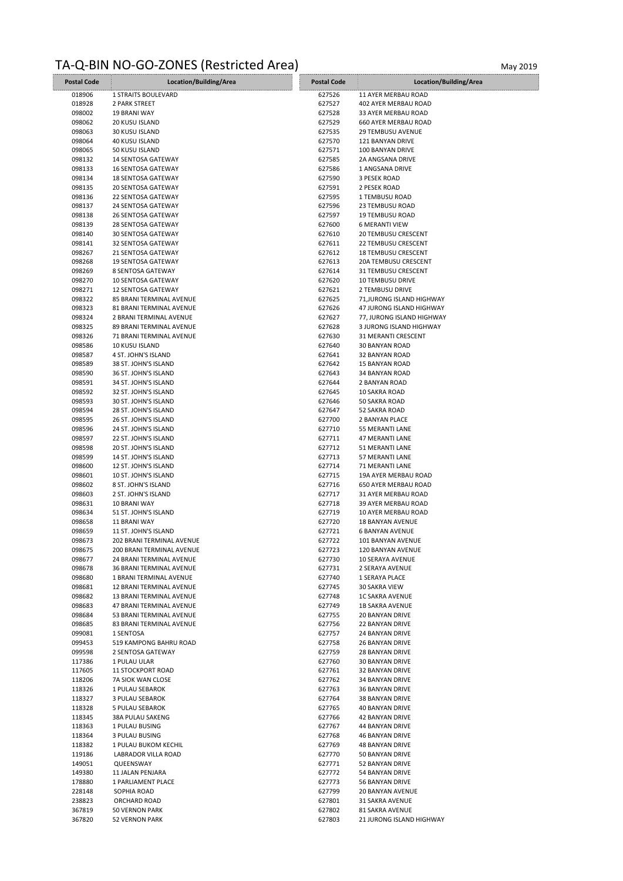# TA-Q-BIN NO-GO-ZONES (Restricted Area)

May 2019

| Postal Code | Location/Building/Area | Postal Code | Location/Building/Area |
|---|---|---|---|
| 018906 | 1 STRAITS BOULEVARD | 627526 | 11 AYER MERBAU ROAD |
| 018928 | 2 PARK STREET | 627527 | 402 AYER MERBAU ROAD |
| 098002 | 19 BRANI WAY | 627528 | 33 AYER MERBAU ROAD |
| 098062 | 20 KUSU ISLAND | 627529 | 660 AYER MERBAU ROAD |
| 098063 | 30 KUSU ISLAND | 627535 | 29 TEMBUSU AVENUE |
| 098064 | 40 KUSU ISLAND | 627570 | 121 BANYAN DRIVE |
| 098065 | 50 KUSU ISLAND | 627571 | 100 BANYAN DRIVE |
| 098132 | 14 SENTOSA GATEWAY | 627585 | 2A ANGSANA DRIVE |
| 098133 | 16 SENTOSA GATEWAY | 627586 | 1 ANGSANA DRIVE |
| 098134 | 18 SENTOSA GATEWAY | 627590 | 3 PESEK ROAD |
| 098135 | 20 SENTOSA GATEWAY | 627591 | 2 PESEK ROAD |
| 098136 | 22 SENTOSA GATEWAY | 627595 | 1 TEMBUSU ROAD |
| 098137 | 24 SENTOSA GATEWAY | 627596 | 23 TEMBUSU ROAD |
| 098138 | 26 SENTOSA GATEWAY | 627597 | 19 TEMBUSU ROAD |
| 098139 | 28 SENTOSA GATEWAY | 627600 | 6 MERANTI VIEW |
| 098140 | 30 SENTOSA GATEWAY | 627610 | 20 TEMBUSU CRESCENT |
| 098141 | 32 SENTOSA GATEWAY | 627611 | 22 TEMBUSU CRESCENT |
| 098267 | 21 SENTOSA GATEWAY | 627612 | 18 TEMBUSU CRESCENT |
| 098268 | 19 SENTOSA GATEWAY | 627613 | 20A TEMBUSU CRESCENT |
| 098269 | 8 SENTOSA GATEWAY | 627614 | 31 TEMBUSU CRESCENT |
| 098270 | 10 SENTOSA GATEWAY | 627620 | 10 TEMBUSU DRIVE |
| 098271 | 12 SENTOSA GATEWAY | 627621 | 2 TEMBUSU DRIVE |
| 098322 | 85 BRANI TERMINAL AVENUE | 627625 | 71,JURONG ISLAND HIGHWAY |
| 098323 | 81 BRANI TERMINAL AVENUE | 627626 | 47 JURONG ISLAND HIGHWAY |
| 098324 | 2 BRANI TERMINAL AVENUE | 627627 | 77, JURONG ISLAND HIGHWAY |
| 098325 | 89 BRANI TERMINAL AVENUE | 627628 | 3 JURONG ISLAND HIGHWAY |
| 098326 | 71 BRANI TERMINAL AVENUE | 627630 | 31 MERANTI CRESCENT |
| 098586 | 10 KUSU ISLAND | 627640 | 30 BANYAN ROAD |
| 098587 | 4 ST. JOHN'S ISLAND | 627641 | 32 BANYAN ROAD |
| 098589 | 38 ST. JOHN'S ISLAND | 627642 | 15 BANYAN ROAD |
| 098590 | 36 ST. JOHN'S ISLAND | 627643 | 34 BANYAN ROAD |
| 098591 | 34 ST. JOHN'S ISLAND | 627644 | 2 BANYAN ROAD |
| 098592 | 32 ST. JOHN'S ISLAND | 627645 | 10 SAKRA ROAD |
| 098593 | 30 ST. JOHN'S ISLAND | 627646 | 50 SAKRA ROAD |
| 098594 | 28 ST. JOHN'S ISLAND | 627647 | 52 SAKRA ROAD |
| 098595 | 26 ST. JOHN'S ISLAND | 627700 | 2 BANYAN PLACE |
| 098596 | 24 ST. JOHN'S ISLAND | 627710 | 55 MERANTI LANE |
| 098597 | 22 ST. JOHN'S ISLAND | 627711 | 47 MERANTI LANE |
| 098598 | 20 ST. JOHN'S ISLAND | 627712 | 51 MERANTI LANE |
| 098599 | 14 ST. JOHN'S ISLAND | 627713 | 57 MERANTI LANE |
| 098600 | 12 ST. JOHN'S ISLAND | 627714 | 71 MERANTI LANE |
| 098601 | 10 ST. JOHN'S ISLAND | 627715 | 19A AYER MERBAU ROAD |
| 098602 | 8 ST. JOHN'S ISLAND | 627716 | 650 AYER MERBAU ROAD |
| 098603 | 2 ST. JOHN'S ISLAND | 627717 | 31 AYER MERBAU ROAD |
| 098631 | 10 BRANI WAY | 627718 | 39 AYER MERBAU ROAD |
| 098634 | 51 ST. JOHN'S ISLAND | 627719 | 10 AYER MERBAU ROAD |
| 098658 | 11 BRANI WAY | 627720 | 18 BANYAN AVENUE |
| 098659 | 11 ST. JOHN'S ISLAND | 627721 | 6 BANYAN AVENUE |
| 098673 | 202 BRANI TERMINAL AVENUE | 627722 | 101 BANYAN AVENUE |
| 098675 | 200 BRANI TERMINAL AVENUE | 627723 | 120 BANYAN AVENUE |
| 098677 | 24 BRANI TERMINAL AVENUE | 627730 | 10 SERAYA AVENUE |
| 098678 | 36 BRANI TERMINAL AVENUE | 627731 | 2 SERAYA AVENUE |
| 098680 | 1 BRANI TERMINAL AVENUE | 627740 | 1 SERAYA PLACE |
| 098681 | 12 BRANI TERMINAL AVENUE | 627745 | 30 SAKRA VIEW |
| 098682 | 13 BRANI TERMINAL AVENUE | 627748 | 1C SAKRA AVENUE |
| 098683 | 47 BRANI TERMINAL AVENUE | 627749 | 1B SAKRA AVENUE |
| 098684 | 53 BRANI TERMINAL AVENUE | 627755 | 20 BANYAN DRIVE |
| 098685 | 83 BRANI TERMINAL AVENUE | 627756 | 22 BANYAN DRIVE |
| 099081 | 1 SENTOSA | 627757 | 24 BANYAN DRIVE |
| 099453 | 519 KAMPONG BAHRU ROAD | 627758 | 26 BANYAN DRIVE |
| 099598 | 2 SENTOSA GATEWAY | 627759 | 28 BANYAN DRIVE |
| 117386 | 1 PULAU ULAR | 627760 | 30 BANYAN DRIVE |
| 117605 | 11 STOCKPORT ROAD | 627761 | 32 BANYAN DRIVE |
| 118206 | 7A SIOK WAN CLOSE | 627762 | 34 BANYAN DRIVE |
| 118326 | 1 PULAU SEBAROK | 627763 | 36 BANYAN DRIVE |
| 118327 | 3 PULAU SEBAROK | 627764 | 38 BANYAN DRIVE |
| 118328 | 5 PULAU SEBAROK | 627765 | 40 BANYAN DRIVE |
| 118345 | 38A PULAU SAKENG | 627766 | 42 BANYAN DRIVE |
| 118363 | 1 PULAU BUSING | 627767 | 44 BANYAN DRIVE |
| 118364 | 3 PULAU BUSING | 627768 | 46 BANYAN DRIVE |
| 118382 | 1 PULAU BUKOM KECHIL | 627769 | 48 BANYAN DRIVE |
| 119186 | LABRADOR VILLA ROAD | 627770 | 50 BANYAN DRIVE |
| 149051 | QUEENSWAY | 627771 | 52 BANYAN DRIVE |
| 149380 | 11 JALAN PENJARA | 627772 | 54 BANYAN DRIVE |
| 178880 | 1 PARLIAMENT PLACE | 627773 | 56 BANYAN DRIVE |
| 228148 | SOPHIA ROAD | 627799 | 20 BANYAN AVENUE |
| 238823 | ORCHARD ROAD | 627801 | 31 SAKRA AVENUE |
| 367819 | 50 VERNON PARK | 627802 | 81 SAKRA AVENUE |
| 367820 | 52 VERNON PARK | 627803 | 21 JURONG ISLAND HIGHWAY |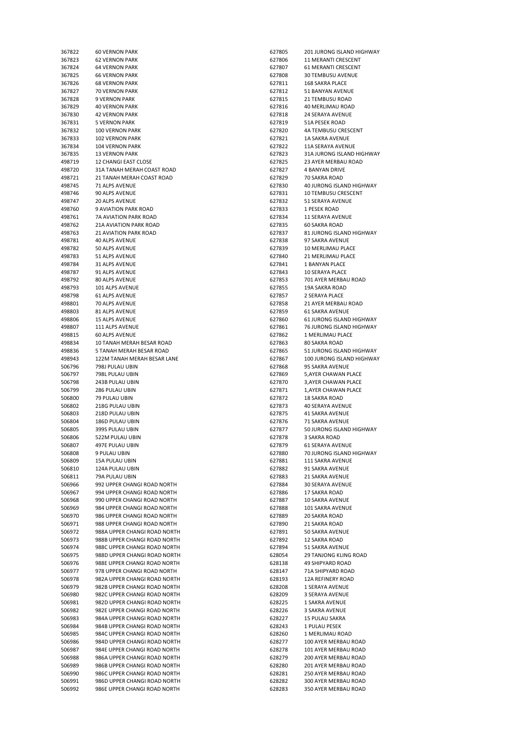| | |
|---|---|
| 367822 | 60 VERNON PARK |
| 367823 | 62 VERNON PARK |
| 367824 | 64 VERNON PARK |
| 367825 | 66 VERNON PARK |
| 367826 | 68 VERNON PARK |
| 367827 | 70 VERNON PARK |
| 367828 | 9 VERNON PARK |
| 367829 | 40 VERNON PARK |
| 367830 | 42 VERNON PARK |
| 367831 | 5 VERNON PARK |
| 367832 | 100 VERNON PARK |
| 367833 | 102 VERNON PARK |
| 367834 | 104 VERNON PARK |
| 367835 | 13 VERNON PARK |
| 498719 | 12 CHANGI EAST CLOSE |
| 498720 | 31A TANAH MERAH COAST ROAD |
| 498721 | 21 TANAH MERAH COAST ROAD |
| 498745 | 71 ALPS AVENUE |
| 498746 | 90 ALPS AVENUE |
| 498747 | 20 ALPS AVENUE |
| 498760 | 9 AVIATION PARK ROAD |
| 498761 | 7A AVIATION PARK ROAD |
| 498762 | 21A AVIATION PARK ROAD |
| 498763 | 21 AVIATION PARK ROAD |
| 498781 | 40 ALPS AVENUE |
| 498782 | 50 ALPS AVENUE |
| 498783 | 51 ALPS AVENUE |
| 498784 | 31 ALPS AVENUE |
| 498787 | 91 ALPS AVENUE |
| 498792 | 80 ALPS AVENUE |
| 498793 | 101 ALPS AVENUE |
| 498798 | 61 ALPS AVENUE |
| 498801 | 70 ALPS AVENUE |
| 498803 | 81 ALPS AVENUE |
| 498806 | 15 ALPS AVENUE |
| 498807 | 111 ALPS AVENUE |
| 498815 | 60 ALPS AVENUE |
| 498834 | 10 TANAH MERAH BESAR ROAD |
| 498836 | 5 TANAH MERAH BESAR ROAD |
| 498943 | 122M TANAH MERAH BESAR LANE |
| 506796 | 798J PULAU UBIN |
| 506797 | 798L PULAU UBIN |
| 506798 | 243B PULAU UBIN |
| 506799 | 286 PULAU UBIN |
| 506800 | 79 PULAU UBIN |
| 506802 | 218G PULAU UBIN |
| 506803 | 218D PULAU UBIN |
| 506804 | 186D PULAU UBIN |
| 506805 | 399S PULAU UBIN |
| 506806 | 522M PULAU UBIN |
| 506807 | 497E PULAU UBIN |
| 506808 | 9 PULAU UBIN |
| 506809 | 15A PULAU UBIN |
| 506810 | 124A PULAU UBIN |
| 506811 | 79A PULAU UBIN |
| 506966 | 992 UPPER CHANGI ROAD NORTH |
| 506967 | 994 UPPER CHANGI ROAD NORTH |
| 506968 | 990 UPPER CHANGI ROAD NORTH |
| 506969 | 984 UPPER CHANGI ROAD NORTH |
| 506970 | 986 UPPER CHANGI ROAD NORTH |
| 506971 | 988 UPPER CHANGI ROAD NORTH |
| 506972 | 988A UPPER CHANGI ROAD NORTH |
| 506973 | 988B UPPER CHANGI ROAD NORTH |
| 506974 | 988C UPPER CHANGI ROAD NORTH |
| 506975 | 988D UPPER CHANGI ROAD NORTH |
| 506976 | 988E UPPER CHANGI ROAD NORTH |
| 506977 | 978 UPPER CHANGI ROAD NORTH |
| 506978 | 982A UPPER CHANGI ROAD NORTH |
| 506979 | 982B UPPER CHANGI ROAD NORTH |
| 506980 | 982C UPPER CHANGI ROAD NORTH |
| 506981 | 982D UPPER CHANGI ROAD NORTH |
| 506982 | 982E UPPER CHANGI ROAD NORTH |
| 506983 | 984A UPPER CHANGI ROAD NORTH |
| 506984 | 984B UPPER CHANGI ROAD NORTH |
| 506985 | 984C UPPER CHANGI ROAD NORTH |
| 506986 | 984D UPPER CHANGI ROAD NORTH |
| 506987 | 984E UPPER CHANGI ROAD NORTH |
| 506988 | 986A UPPER CHANGI ROAD NORTH |
| 506989 | 986B UPPER CHANGI ROAD NORTH |
| 506990 | 986C UPPER CHANGI ROAD NORTH |
| 506991 | 986D UPPER CHANGI ROAD NORTH |
| 506992 | 986E UPPER CHANGI ROAD NORTH |
| 627805 | 201 JURONG ISLAND HIGHWAY |
| 627806 | 11 MERANTI CRESCENT |
| 627807 | 61 MERANTI CRESCENT |
| 627808 | 30 TEMBUSU AVENUE |
| 627811 | 168 SAKRA PLACE |
| 627812 | 51 BANYAN AVENUE |
| 627815 | 21 TEMBUSU ROAD |
| 627816 | 40 MERLIMAU ROAD |
| 627818 | 24 SERAYA AVENUE |
| 627819 | 51A PESEK ROAD |
| 627820 | 4A TEMBUSU CRESCENT |
| 627821 | 1A SAKRA AVENUE |
| 627822 | 11A SERAYA AVENUE |
| 627823 | 31A JURONG ISLAND HIGHWAY |
| 627825 | 23 AYER MERBAU ROAD |
| 627827 | 4 BANYAN DRIVE |
| 627829 | 70 SAKRA ROAD |
| 627830 | 40 JURONG ISLAND HIGHWAY |
| 627831 | 10 TEMBUSU CRESCENT |
| 627832 | 51 SERAYA AVENUE |
| 627833 | 1 PESEK ROAD |
| 627834 | 11 SERAYA AVENUE |
| 627835 | 60 SAKRA ROAD |
| 627837 | 81 JURONG ISLAND HIGHWAY |
| 627838 | 97 SAKRA AVENUE |
| 627839 | 10 MERLIMAU PLACE |
| 627840 | 21 MERLIMAU PLACE |
| 627841 | 1 BANYAN PLACE |
| 627843 | 10 SERAYA PLACE |
| 627853 | 701 AYER MERBAU ROAD |
| 627855 | 19A SAKRA ROAD |
| 627857 | 2 SERAYA PLACE |
| 627858 | 21 AYER MERBAU ROAD |
| 627859 | 61 SAKRA AVENUE |
| 627860 | 61 JURONG ISLAND HIGHWAY |
| 627861 | 76 JURONG ISLAND HIGHWAY |
| 627862 | 1 MERLIMAU PLACE |
| 627863 | 80 SAKRA ROAD |
| 627865 | 51 JURONG ISLAND HIGHWAY |
| 627867 | 100 JURONG ISLAND HIGHWAY |
| 627868 | 95 SAKRA AVENUE |
| 627869 | 5,AYER CHAWAN PLACE |
| 627870 | 3,AYER CHAWAN PLACE |
| 627871 | 1,AYER CHAWAN PLACE |
| 627872 | 18 SAKRA ROAD |
| 627873 | 40 SERAYA AVENUE |
| 627875 | 41 SAKRA AVENUE |
| 627876 | 71 SAKRA AVENUE |
| 627877 | 50 JURONG ISLAND HIGHWAY |
| 627878 | 3 SAKRA ROAD |
| 627879 | 61 SERAYA AVENUE |
| 627880 | 70 JURONG ISLAND HIGHWAY |
| 627881 | 111 SAKRA AVENUE |
| 627882 | 91 SAKRA AVENUE |
| 627883 | 21 SAKRA AVENUE |
| 627884 | 30 SERAYA AVENUE |
| 627886 | 17 SAKRA ROAD |
| 627887 | 10 SAKRA AVENUE |
| 627888 | 101 SAKRA AVENUE |
| 627889 | 20 SAKRA ROAD |
| 627890 | 21 SAKRA ROAD |
| 627891 | 50 SAKRA AVENUE |
| 627892 | 12 SAKRA ROAD |
| 627894 | 51 SAKRA AVENUE |
| 628054 | 29 TANJONG KLING ROAD |
| 628138 | 49 SHIPYARD ROAD |
| 628147 | 71A SHIPYARD ROAD |
| 628193 | 12A REFINERY ROAD |
| 628208 | 1 SERAYA AVENUE |
| 628209 | 3 SERAYA AVENUE |
| 628225 | 1 SAKRA AVENUE |
| 628226 | 3 SAKRA AVENUE |
| 628227 | 15 PULAU SAKRA |
| 628243 | 1 PULAU PESEK |
| 628260 | 1 MERLIMAU ROAD |
| 628277 | 100 AYER MERBAU ROAD |
| 628278 | 101 AYER MERBAU ROAD |
| 628279 | 200 AYER MERBAU ROAD |
| 628280 | 201 AYER MERBAU ROAD |
| 628281 | 250 AYER MERBAU ROAD |
| 628282 | 300 AYER MERBAU ROAD |
| 628283 | 350 AYER MERBAU ROAD |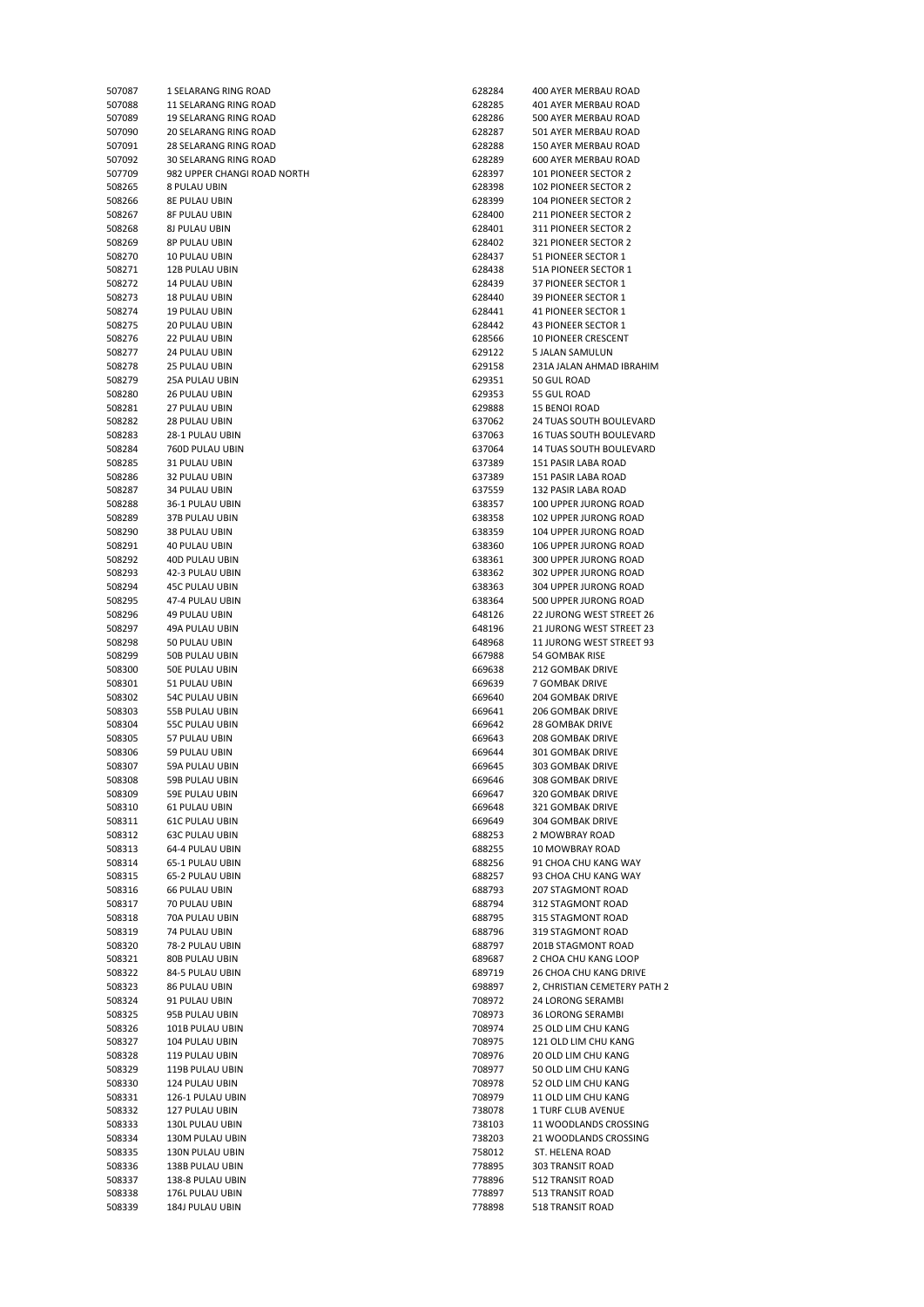| | |
|---|---|
| 507087 | 1 SELARANG RING ROAD |
| 507088 | 11 SELARANG RING ROAD |
| 507089 | 19 SELARANG RING ROAD |
| 507090 | 20 SELARANG RING ROAD |
| 507091 | 28 SELARANG RING ROAD |
| 507092 | 30 SELARANG RING ROAD |
| 507709 | 982 UPPER CHANGI ROAD NORTH |
| 508265 | 8 PULAU UBIN |
| 508266 | 8E PULAU UBIN |
| 508267 | 8F PULAU UBIN |
| 508268 | 8J PULAU UBIN |
| 508269 | 8P PULAU UBIN |
| 508270 | 10 PULAU UBIN |
| 508271 | 12B PULAU UBIN |
| 508272 | 14 PULAU UBIN |
| 508273 | 18 PULAU UBIN |
| 508274 | 19 PULAU UBIN |
| 508275 | 20 PULAU UBIN |
| 508276 | 22 PULAU UBIN |
| 508277 | 24 PULAU UBIN |
| 508278 | 25 PULAU UBIN |
| 508279 | 25A PULAU UBIN |
| 508280 | 26 PULAU UBIN |
| 508281 | 27 PULAU UBIN |
| 508282 | 28 PULAU UBIN |
| 508283 | 28-1 PULAU UBIN |
| 508284 | 760D PULAU UBIN |
| 508285 | 31 PULAU UBIN |
| 508286 | 32 PULAU UBIN |
| 508287 | 34 PULAU UBIN |
| 508288 | 36-1 PULAU UBIN |
| 508289 | 37B PULAU UBIN |
| 508290 | 38 PULAU UBIN |
| 508291 | 40 PULAU UBIN |
| 508292 | 40D PULAU UBIN |
| 508293 | 42-3 PULAU UBIN |
| 508294 | 45C PULAU UBIN |
| 508295 | 47-4 PULAU UBIN |
| 508296 | 49 PULAU UBIN |
| 508297 | 49A PULAU UBIN |
| 508298 | 50 PULAU UBIN |
| 508299 | 50B PULAU UBIN |
| 508300 | 50E PULAU UBIN |
| 508301 | 51 PULAU UBIN |
| 508302 | 54C PULAU UBIN |
| 508303 | 55B PULAU UBIN |
| 508304 | 55C PULAU UBIN |
| 508305 | 57 PULAU UBIN |
| 508306 | 59 PULAU UBIN |
| 508307 | 59A PULAU UBIN |
| 508308 | 59B PULAU UBIN |
| 508309 | 59E PULAU UBIN |
| 508310 | 61 PULAU UBIN |
| 508311 | 61C PULAU UBIN |
| 508312 | 63C PULAU UBIN |
| 508313 | 64-4 PULAU UBIN |
| 508314 | 65-1 PULAU UBIN |
| 508315 | 65-2 PULAU UBIN |
| 508316 | 66 PULAU UBIN |
| 508317 | 70 PULAU UBIN |
| 508318 | 70A PULAU UBIN |
| 508319 | 74 PULAU UBIN |
| 508320 | 78-2 PULAU UBIN |
| 508321 | 80B PULAU UBIN |
| 508322 | 84-5 PULAU UBIN |
| 508323 | 86 PULAU UBIN |
| 508324 | 91 PULAU UBIN |
| 508325 | 95B PULAU UBIN |
| 508326 | 101B PULAU UBIN |
| 508327 | 104 PULAU UBIN |
| 508328 | 119 PULAU UBIN |
| 508329 | 119B PULAU UBIN |
| 508330 | 124 PULAU UBIN |
| 508331 | 126-1 PULAU UBIN |
| 508332 | 127 PULAU UBIN |
| 508333 | 130L PULAU UBIN |
| 508334 | 130M PULAU UBIN |
| 508335 | 130N PULAU UBIN |
| 508336 | 138B PULAU UBIN |
| 508337 | 138-8 PULAU UBIN |
| 508338 | 176L PULAU UBIN |
| 508339 | 184J PULAU UBIN |
| 628284 | 400 AYER MERBAU ROAD |
| 628285 | 401 AYER MERBAU ROAD |
| 628286 | 500 AYER MERBAU ROAD |
| 628287 | 501 AYER MERBAU ROAD |
| 628288 | 150 AYER MERBAU ROAD |
| 628289 | 600 AYER MERBAU ROAD |
| 628397 | 101 PIONEER SECTOR 2 |
| 628398 | 102 PIONEER SECTOR 2 |
| 628399 | 104 PIONEER SECTOR 2 |
| 628400 | 211 PIONEER SECTOR 2 |
| 628401 | 311 PIONEER SECTOR 2 |
| 628402 | 321 PIONEER SECTOR 2 |
| 628437 | 51 PIONEER SECTOR 1 |
| 628438 | 51A PIONEER SECTOR 1 |
| 628439 | 37 PIONEER SECTOR 1 |
| 628440 | 39 PIONEER SECTOR 1 |
| 628441 | 41 PIONEER SECTOR 1 |
| 628442 | 43 PIONEER SECTOR 1 |
| 628566 | 10 PIONEER CRESCENT |
| 629122 | 5 JALAN SAMULUN |
| 629158 | 231A JALAN AHMAD IBRAHIM |
| 629351 | 50 GUL ROAD |
| 629353 | 55 GUL ROAD |
| 629888 | 15 BENOI ROAD |
| 637062 | 24 TUAS SOUTH BOULEVARD |
| 637063 | 16 TUAS SOUTH BOULEVARD |
| 637064 | 14 TUAS SOUTH BOULEVARD |
| 637389 | 151 PASIR LABA ROAD |
| 637389 | 151 PASIR LABA ROAD |
| 637559 | 132 PASIR LABA ROAD |
| 638357 | 100 UPPER JURONG ROAD |
| 638358 | 102 UPPER JURONG ROAD |
| 638359 | 104 UPPER JURONG ROAD |
| 638360 | 106 UPPER JURONG ROAD |
| 638361 | 300 UPPER JURONG ROAD |
| 638362 | 302 UPPER JURONG ROAD |
| 638363 | 304 UPPER JURONG ROAD |
| 638364 | 500 UPPER JURONG ROAD |
| 648126 | 22 JURONG WEST STREET 26 |
| 648196 | 21 JURONG WEST STREET 23 |
| 648968 | 11 JURONG WEST STREET 93 |
| 667988 | 54 GOMBAK RISE |
| 669638 | 212 GOMBAK DRIVE |
| 669639 | 7 GOMBAK DRIVE |
| 669640 | 204 GOMBAK DRIVE |
| 669641 | 206 GOMBAK DRIVE |
| 669642 | 28 GOMBAK DRIVE |
| 669643 | 208 GOMBAK DRIVE |
| 669644 | 301 GOMBAK DRIVE |
| 669645 | 303 GOMBAK DRIVE |
| 669646 | 308 GOMBAK DRIVE |
| 669647 | 320 GOMBAK DRIVE |
| 669648 | 321 GOMBAK DRIVE |
| 669649 | 304 GOMBAK DRIVE |
| 688253 | 2 MOWBRAY ROAD |
| 688255 | 10 MOWBRAY ROAD |
| 688256 | 91 CHOA CHU KANG WAY |
| 688257 | 93 CHOA CHU KANG WAY |
| 688793 | 207 STAGMONT ROAD |
| 688794 | 312 STAGMONT ROAD |
| 688795 | 315 STAGMONT ROAD |
| 688796 | 319 STAGMONT ROAD |
| 688797 | 201B STAGMONT ROAD |
| 689687 | 2 CHOA CHU KANG LOOP |
| 689719 | 26 CHOA CHU KANG DRIVE |
| 698897 | 2, CHRISTIAN CEMETERY PATH 2 |
| 708972 | 24 LORONG SERAMBI |
| 708973 | 36 LORONG SERAMBI |
| 708974 | 25 OLD LIM CHU KANG |
| 708975 | 121 OLD LIM CHU KANG |
| 708976 | 20 OLD LIM CHU KANG |
| 708977 | 50 OLD LIM CHU KANG |
| 708978 | 52 OLD LIM CHU KANG |
| 708979 | 11 OLD LIM CHU KANG |
| 738078 | 1 TURF CLUB AVENUE |
| 738103 | 11 WOODLANDS CROSSING |
| 738203 | 21 WOODLANDS CROSSING |
| 758012 | ST. HELENA ROAD |
| 778895 | 303 TRANSIT ROAD |
| 778896 | 512 TRANSIT ROAD |
| 778897 | 513 TRANSIT ROAD |
| 778898 | 518 TRANSIT ROAD |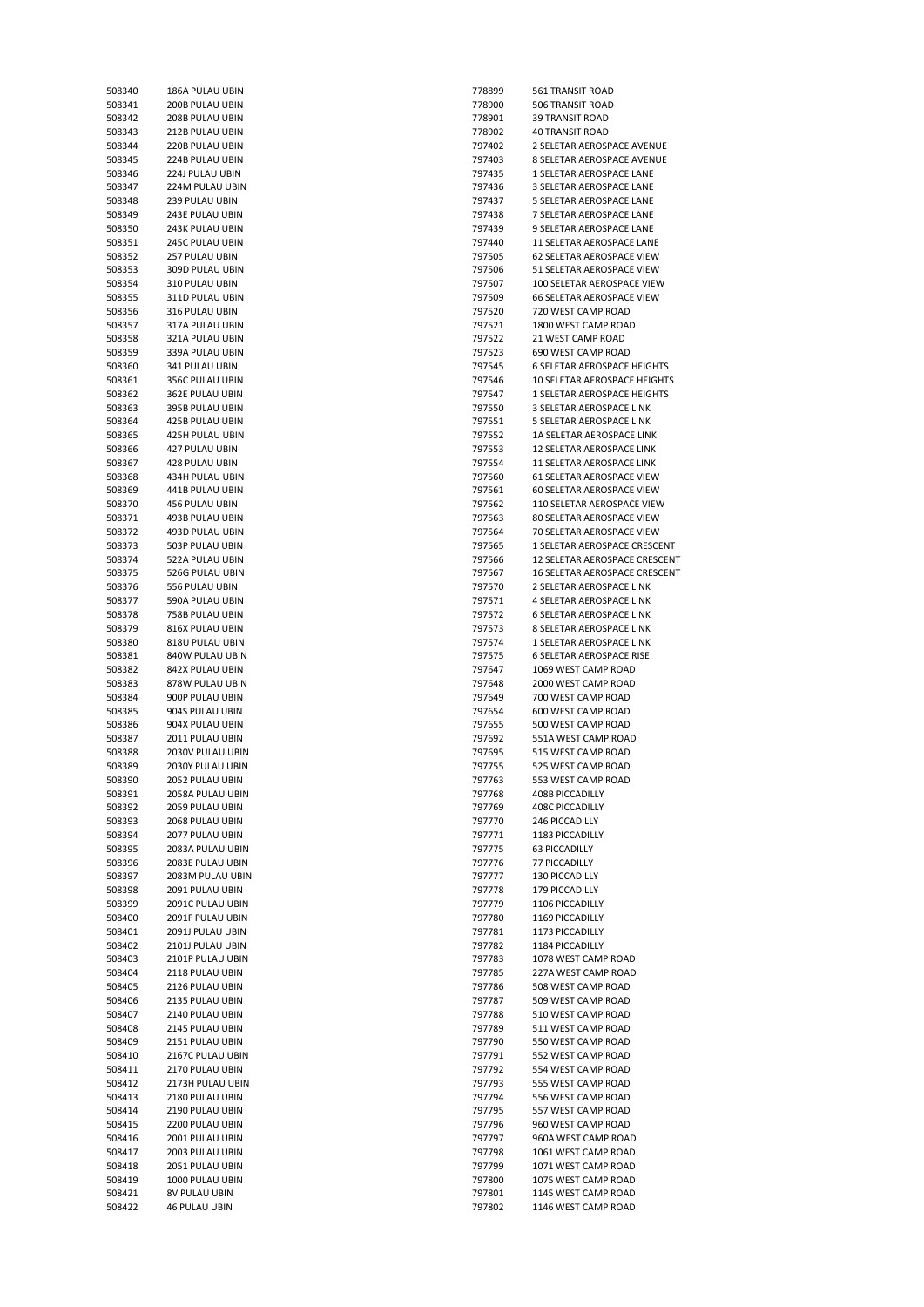| | |
|---|---|
| 508340 | 186A PULAU UBIN |
| 508341 | 200B PULAU UBIN |
| 508342 | 208B PULAU UBIN |
| 508343 | 212B PULAU UBIN |
| 508344 | 220B PULAU UBIN |
| 508345 | 224B PULAU UBIN |
| 508346 | 224J PULAU UBIN |
| 508347 | 224M PULAU UBIN |
| 508348 | 239 PULAU UBIN |
| 508349 | 243E PULAU UBIN |
| 508350 | 243K PULAU UBIN |
| 508351 | 245C PULAU UBIN |
| 508352 | 257 PULAU UBIN |
| 508353 | 309D PULAU UBIN |
| 508354 | 310 PULAU UBIN |
| 508355 | 311D PULAU UBIN |
| 508356 | 316 PULAU UBIN |
| 508357 | 317A PULAU UBIN |
| 508358 | 321A PULAU UBIN |
| 508359 | 339A PULAU UBIN |
| 508360 | 341 PULAU UBIN |
| 508361 | 356C PULAU UBIN |
| 508362 | 362E PULAU UBIN |
| 508363 | 395B PULAU UBIN |
| 508364 | 425B PULAU UBIN |
| 508365 | 425H PULAU UBIN |
| 508366 | 427 PULAU UBIN |
| 508367 | 428 PULAU UBIN |
| 508368 | 434H PULAU UBIN |
| 508369 | 441B PULAU UBIN |
| 508370 | 456 PULAU UBIN |
| 508371 | 493B PULAU UBIN |
| 508372 | 493D PULAU UBIN |
| 508373 | 503P PULAU UBIN |
| 508374 | 522A PULAU UBIN |
| 508375 | 526G PULAU UBIN |
| 508376 | 556 PULAU UBIN |
| 508377 | 590A PULAU UBIN |
| 508378 | 758B PULAU UBIN |
| 508379 | 816X PULAU UBIN |
| 508380 | 818U PULAU UBIN |
| 508381 | 840W PULAU UBIN |
| 508382 | 842X PULAU UBIN |
| 508383 | 878W PULAU UBIN |
| 508384 | 900P PULAU UBIN |
| 508385 | 904S PULAU UBIN |
| 508386 | 904X PULAU UBIN |
| 508387 | 2011 PULAU UBIN |
| 508388 | 2030V PULAU UBIN |
| 508389 | 2030Y PULAU UBIN |
| 508390 | 2052 PULAU UBIN |
| 508391 | 2058A PULAU UBIN |
| 508392 | 2059 PULAU UBIN |
| 508393 | 2068 PULAU UBIN |
| 508394 | 2077 PULAU UBIN |
| 508395 | 2083A PULAU UBIN |
| 508396 | 2083E PULAU UBIN |
| 508397 | 2083M PULAU UBIN |
| 508398 | 2091 PULAU UBIN |
| 508399 | 2091C PULAU UBIN |
| 508400 | 2091F PULAU UBIN |
| 508401 | 2091J PULAU UBIN |
| 508402 | 2101J PULAU UBIN |
| 508403 | 2101P PULAU UBIN |
| 508404 | 2118 PULAU UBIN |
| 508405 | 2126 PULAU UBIN |
| 508406 | 2135 PULAU UBIN |
| 508407 | 2140 PULAU UBIN |
| 508408 | 2145 PULAU UBIN |
| 508409 | 2151 PULAU UBIN |
| 508410 | 2167C PULAU UBIN |
| 508411 | 2170 PULAU UBIN |
| 508412 | 2173H PULAU UBIN |
| 508413 | 2180 PULAU UBIN |
| 508414 | 2190 PULAU UBIN |
| 508415 | 2200 PULAU UBIN |
| 508416 | 2001 PULAU UBIN |
| 508417 | 2003 PULAU UBIN |
| 508418 | 2051 PULAU UBIN |
| 508419 | 1000 PULAU UBIN |
| 508421 | 8V PULAU UBIN |
| 508422 | 46 PULAU UBIN |
| 778899 | 561 TRANSIT ROAD |
| 778900 | 506 TRANSIT ROAD |
| 778901 | 39 TRANSIT ROAD |
| 778902 | 40 TRANSIT ROAD |
| 797402 | 2 SELETAR AEROSPACE AVENUE |
| 797403 | 8 SELETAR AEROSPACE AVENUE |
| 797435 | 1 SELETAR AEROSPACE LANE |
| 797436 | 3 SELETAR AEROSPACE LANE |
| 797437 | 5 SELETAR AEROSPACE LANE |
| 797438 | 7 SELETAR AEROSPACE LANE |
| 797439 | 9 SELETAR AEROSPACE LANE |
| 797440 | 11 SELETAR AEROSPACE LANE |
| 797505 | 62 SELETAR AEROSPACE VIEW |
| 797506 | 51 SELETAR AEROSPACE VIEW |
| 797507 | 100 SELETAR AEROSPACE VIEW |
| 797509 | 66 SELETAR AEROSPACE VIEW |
| 797520 | 720 WEST CAMP ROAD |
| 797521 | 1800 WEST CAMP ROAD |
| 797522 | 21 WEST CAMP ROAD |
| 797523 | 690 WEST CAMP ROAD |
| 797545 | 6 SELETAR AEROSPACE HEIGHTS |
| 797546 | 10 SELETAR AEROSPACE HEIGHTS |
| 797547 | 1 SELETAR AEROSPACE HEIGHTS |
| 797550 | 3 SELETAR AEROSPACE LINK |
| 797551 | 5 SELETAR AEROSPACE LINK |
| 797552 | 1A SELETAR AEROSPACE LINK |
| 797553 | 12 SELETAR AEROSPACE LINK |
| 797554 | 11 SELETAR AEROSPACE LINK |
| 797560 | 61 SELETAR AEROSPACE VIEW |
| 797561 | 60 SELETAR AEROSPACE VIEW |
| 797562 | 110 SELETAR AEROSPACE VIEW |
| 797563 | 80 SELETAR AEROSPACE VIEW |
| 797564 | 70 SELETAR AEROSPACE VIEW |
| 797565 | 1 SELETAR AEROSPACE CRESCENT |
| 797566 | 12 SELETAR AEROSPACE CRESCENT |
| 797567 | 16 SELETAR AEROSPACE CRESCENT |
| 797570 | 2 SELETAR AEROSPACE LINK |
| 797571 | 4 SELETAR AEROSPACE LINK |
| 797572 | 6 SELETAR AEROSPACE LINK |
| 797573 | 8 SELETAR AEROSPACE LINK |
| 797574 | 1 SELETAR AEROSPACE LINK |
| 797575 | 6 SELETAR AEROSPACE RISE |
| 797647 | 1069 WEST CAMP ROAD |
| 797648 | 2000 WEST CAMP ROAD |
| 797649 | 700 WEST CAMP ROAD |
| 797654 | 600 WEST CAMP ROAD |
| 797655 | 500 WEST CAMP ROAD |
| 797692 | 551A WEST CAMP ROAD |
| 797695 | 515 WEST CAMP ROAD |
| 797755 | 525 WEST CAMP ROAD |
| 797763 | 553 WEST CAMP ROAD |
| 797768 | 408B PICCADILLY |
| 797769 | 408C PICCADILLY |
| 797770 | 246 PICCADILLY |
| 797771 | 1183 PICCADILLY |
| 797775 | 63 PICCADILLY |
| 797776 | 77 PICCADILLY |
| 797777 | 130 PICCADILLY |
| 797778 | 179 PICCADILLY |
| 797779 | 1106 PICCADILLY |
| 797780 | 1169 PICCADILLY |
| 797781 | 1173 PICCADILLY |
| 797782 | 1184 PICCADILLY |
| 797783 | 1078 WEST CAMP ROAD |
| 797785 | 227A WEST CAMP ROAD |
| 797786 | 508 WEST CAMP ROAD |
| 797787 | 509 WEST CAMP ROAD |
| 797788 | 510 WEST CAMP ROAD |
| 797789 | 511 WEST CAMP ROAD |
| 797790 | 550 WEST CAMP ROAD |
| 797791 | 552 WEST CAMP ROAD |
| 797792 | 554 WEST CAMP ROAD |
| 797793 | 555 WEST CAMP ROAD |
| 797794 | 556 WEST CAMP ROAD |
| 797795 | 557 WEST CAMP ROAD |
| 797796 | 960 WEST CAMP ROAD |
| 797797 | 960A WEST CAMP ROAD |
| 797798 | 1061 WEST CAMP ROAD |
| 797799 | 1071 WEST CAMP ROAD |
| 797800 | 1075 WEST CAMP ROAD |
| 797801 | 1145 WEST CAMP ROAD |
| 797802 | 1146 WEST CAMP ROAD |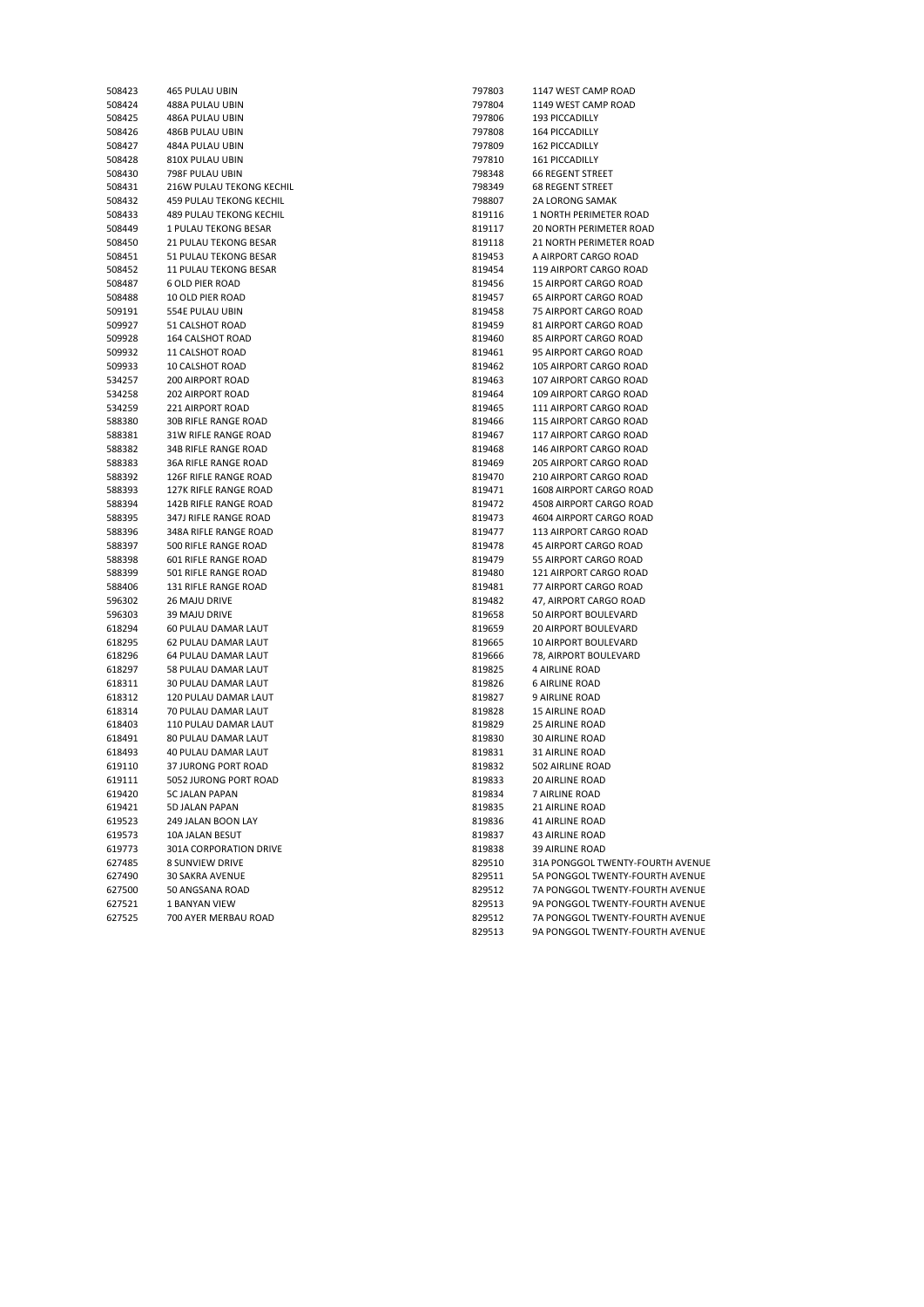| | |
|---|---|
| 508423 | 465 PULAU UBIN |
| 508424 | 488A PULAU UBIN |
| 508425 | 486A PULAU UBIN |
| 508426 | 486B PULAU UBIN |
| 508427 | 484A PULAU UBIN |
| 508428 | 810X PULAU UBIN |
| 508430 | 798F PULAU UBIN |
| 508431 | 216W PULAU TEKONG KECHIL |
| 508432 | 459 PULAU TEKONG KECHIL |
| 508433 | 489 PULAU TEKONG KECHIL |
| 508449 | 1 PULAU TEKONG BESAR |
| 508450 | 21 PULAU TEKONG BESAR |
| 508451 | 51 PULAU TEKONG BESAR |
| 508452 | 11 PULAU TEKONG BESAR |
| 508487 | 6 OLD PIER ROAD |
| 508488 | 10 OLD PIER ROAD |
| 509191 | 554E PULAU UBIN |
| 509927 | 51 CALSHOT ROAD |
| 509928 | 164 CALSHOT ROAD |
| 509932 | 11 CALSHOT ROAD |
| 509933 | 10 CALSHOT ROAD |
| 534257 | 200 AIRPORT ROAD |
| 534258 | 202 AIRPORT ROAD |
| 534259 | 221 AIRPORT ROAD |
| 588380 | 30B RIFLE RANGE ROAD |
| 588381 | 31W RIFLE RANGE ROAD |
| 588382 | 34B RIFLE RANGE ROAD |
| 588383 | 36A RIFLE RANGE ROAD |
| 588392 | 126F RIFLE RANGE ROAD |
| 588393 | 127K RIFLE RANGE ROAD |
| 588394 | 142B RIFLE RANGE ROAD |
| 588395 | 347J RIFLE RANGE ROAD |
| 588396 | 348A RIFLE RANGE ROAD |
| 588397 | 500 RIFLE RANGE ROAD |
| 588398 | 601 RIFLE RANGE ROAD |
| 588399 | 501 RIFLE RANGE ROAD |
| 588406 | 131 RIFLE RANGE ROAD |
| 596302 | 26 MAJU DRIVE |
| 596303 | 39 MAJU DRIVE |
| 618294 | 60 PULAU DAMAR LAUT |
| 618295 | 62 PULAU DAMAR LAUT |
| 618296 | 64 PULAU DAMAR LAUT |
| 618297 | 58 PULAU DAMAR LAUT |
| 618311 | 30 PULAU DAMAR LAUT |
| 618312 | 120 PULAU DAMAR LAUT |
| 618314 | 70 PULAU DAMAR LAUT |
| 618403 | 110 PULAU DAMAR LAUT |
| 618491 | 80 PULAU DAMAR LAUT |
| 618493 | 40 PULAU DAMAR LAUT |
| 619110 | 37 JURONG PORT ROAD |
| 619111 | 5052 JURONG PORT ROAD |
| 619420 | 5C JALAN PAPAN |
| 619421 | 5D JALAN PAPAN |
| 619523 | 249 JALAN BOON LAY |
| 619573 | 10A JALAN BESUT |
| 619773 | 301A CORPORATION DRIVE |
| 627485 | 8 SUNVIEW DRIVE |
| 627490 | 30 SAKRA AVENUE |
| 627500 | 50 ANGSANA ROAD |
| 627521 | 1 BANYAN VIEW |
| 627525 | 700 AYER MERBAU ROAD |
| 797803 | 1147 WEST CAMP ROAD |
| 797804 | 1149 WEST CAMP ROAD |
| 797806 | 193 PICCADILLY |
| 797808 | 164 PICCADILLY |
| 797809 | 162 PICCADILLY |
| 797810 | 161 PICCADILLY |
| 798348 | 66 REGENT STREET |
| 798349 | 68 REGENT STREET |
| 798807 | 2A LORONG SAMAK |
| 819116 | 1 NORTH PERIMETER ROAD |
| 819117 | 20 NORTH PERIMETER ROAD |
| 819118 | 21 NORTH PERIMETER ROAD |
| 819453 | A AIRPORT CARGO ROAD |
| 819454 | 119 AIRPORT CARGO ROAD |
| 819456 | 15 AIRPORT CARGO ROAD |
| 819457 | 65 AIRPORT CARGO ROAD |
| 819458 | 75 AIRPORT CARGO ROAD |
| 819459 | 81 AIRPORT CARGO ROAD |
| 819460 | 85 AIRPORT CARGO ROAD |
| 819461 | 95 AIRPORT CARGO ROAD |
| 819462 | 105 AIRPORT CARGO ROAD |
| 819463 | 107 AIRPORT CARGO ROAD |
| 819464 | 109 AIRPORT CARGO ROAD |
| 819465 | 111 AIRPORT CARGO ROAD |
| 819466 | 115 AIRPORT CARGO ROAD |
| 819467 | 117 AIRPORT CARGO ROAD |
| 819468 | 146 AIRPORT CARGO ROAD |
| 819469 | 205 AIRPORT CARGO ROAD |
| 819470 | 210 AIRPORT CARGO ROAD |
| 819471 | 1608 AIRPORT CARGO ROAD |
| 819472 | 4508 AIRPORT CARGO ROAD |
| 819473 | 4604 AIRPORT CARGO ROAD |
| 819477 | 113 AIRPORT CARGO ROAD |
| 819478 | 45 AIRPORT CARGO ROAD |
| 819479 | 55 AIRPORT CARGO ROAD |
| 819480 | 121 AIRPORT CARGO ROAD |
| 819481 | 77 AIRPORT CARGO ROAD |
| 819482 | 47, AIRPORT CARGO ROAD |
| 819658 | 50 AIRPORT BOULEVARD |
| 819659 | 20 AIRPORT BOULEVARD |
| 819665 | 10 AIRPORT BOULEVARD |
| 819666 | 78, AIRPORT BOULEVARD |
| 819825 | 4 AIRLINE ROAD |
| 819826 | 6 AIRLINE ROAD |
| 819827 | 9 AIRLINE ROAD |
| 819828 | 15 AIRLINE ROAD |
| 819829 | 25 AIRLINE ROAD |
| 819830 | 30 AIRLINE ROAD |
| 819831 | 31 AIRLINE ROAD |
| 819832 | 502 AIRLINE ROAD |
| 819833 | 20 AIRLINE ROAD |
| 819834 | 7 AIRLINE ROAD |
| 819835 | 21 AIRLINE ROAD |
| 819836 | 41 AIRLINE ROAD |
| 819837 | 43 AIRLINE ROAD |
| 819838 | 39 AIRLINE ROAD |
| 829510 | 31A PONGGOL TWENTY-FOURTH AVENUE |
| 829511 | 5A PONGGOL TWENTY-FOURTH AVENUE |
| 829512 | 7A PONGGOL TWENTY-FOURTH AVENUE |
| 829513 | 9A PONGGOL TWENTY-FOURTH AVENUE |
| 829512 | 7A PONGGOL TWENTY-FOURTH AVENUE |
| 829513 | 9A PONGGOL TWENTY-FOURTH AVENUE |